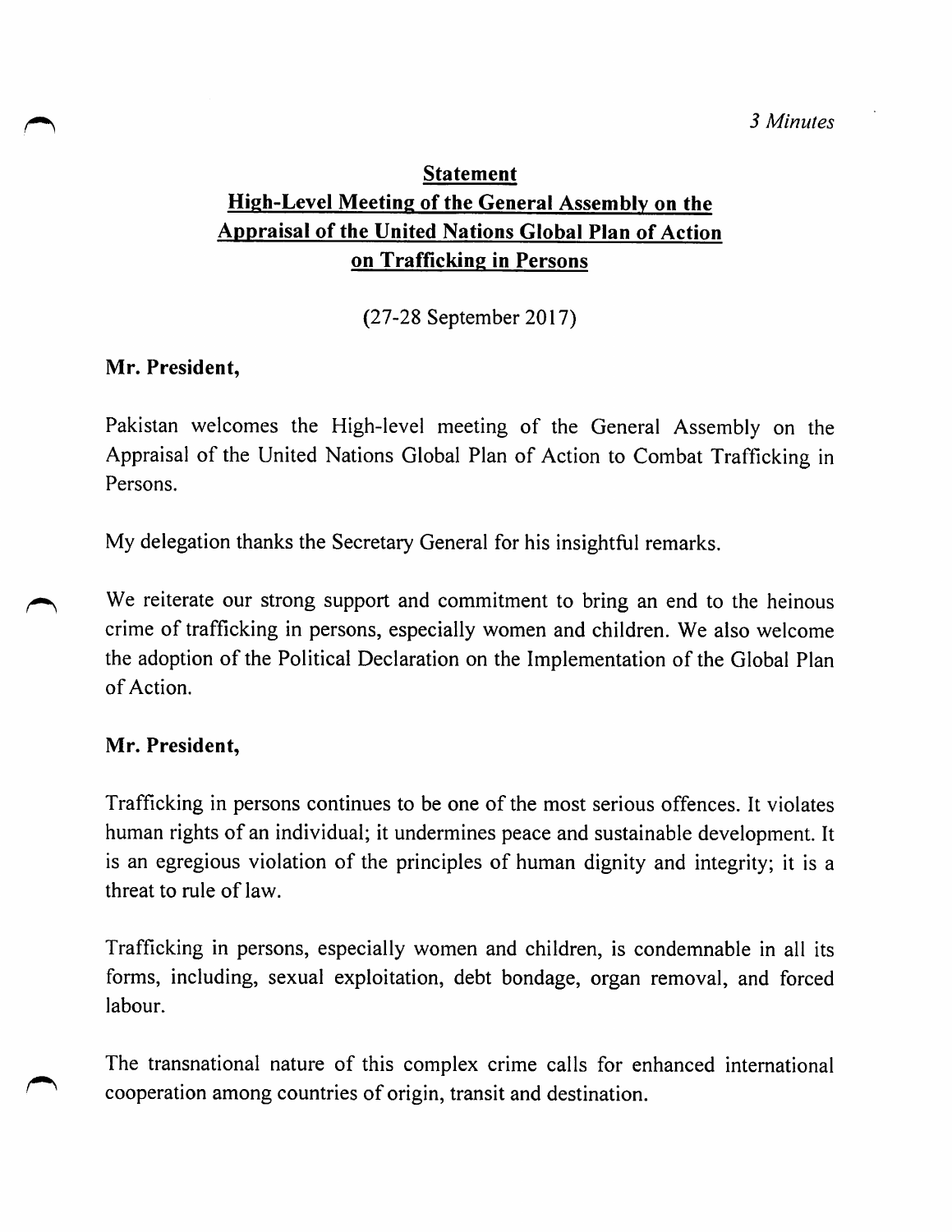*3 Minutes*

## Statement
## High-Level Meeting of the General Assembly on the Appraisal of the United Nations Global Plan of Action on Trafficking in Persons

(27-28 September 2017)

**Mr. President,**

Pakistan welcomes the High-level meeting of the General Assembly on the Appraisal of the United Nations Global Plan of Action to Combat Trafficking in Persons.

My delegation thanks the Secretary General for his insightful remarks.

We reiterate our strong support and commitment to bring an end to the heinous crime of trafficking in persons, especially women and children. We also welcome the adoption of the Political Declaration on the Implementation of the Global Plan of Action.

**Mr. President,**

Trafficking in persons continues to be one of the most serious offences. It violates human rights of an individual; it undermines peace and sustainable development. It is an egregious violation of the principles of human dignity and integrity; it is a threat to rule of law.

Trafficking in persons, especially women and children, is condemnable in all its forms, including, sexual exploitation, debt bondage, organ removal, and forced labour.

The transnational nature of this complex crime calls for enhanced international cooperation among countries of origin, transit and destination.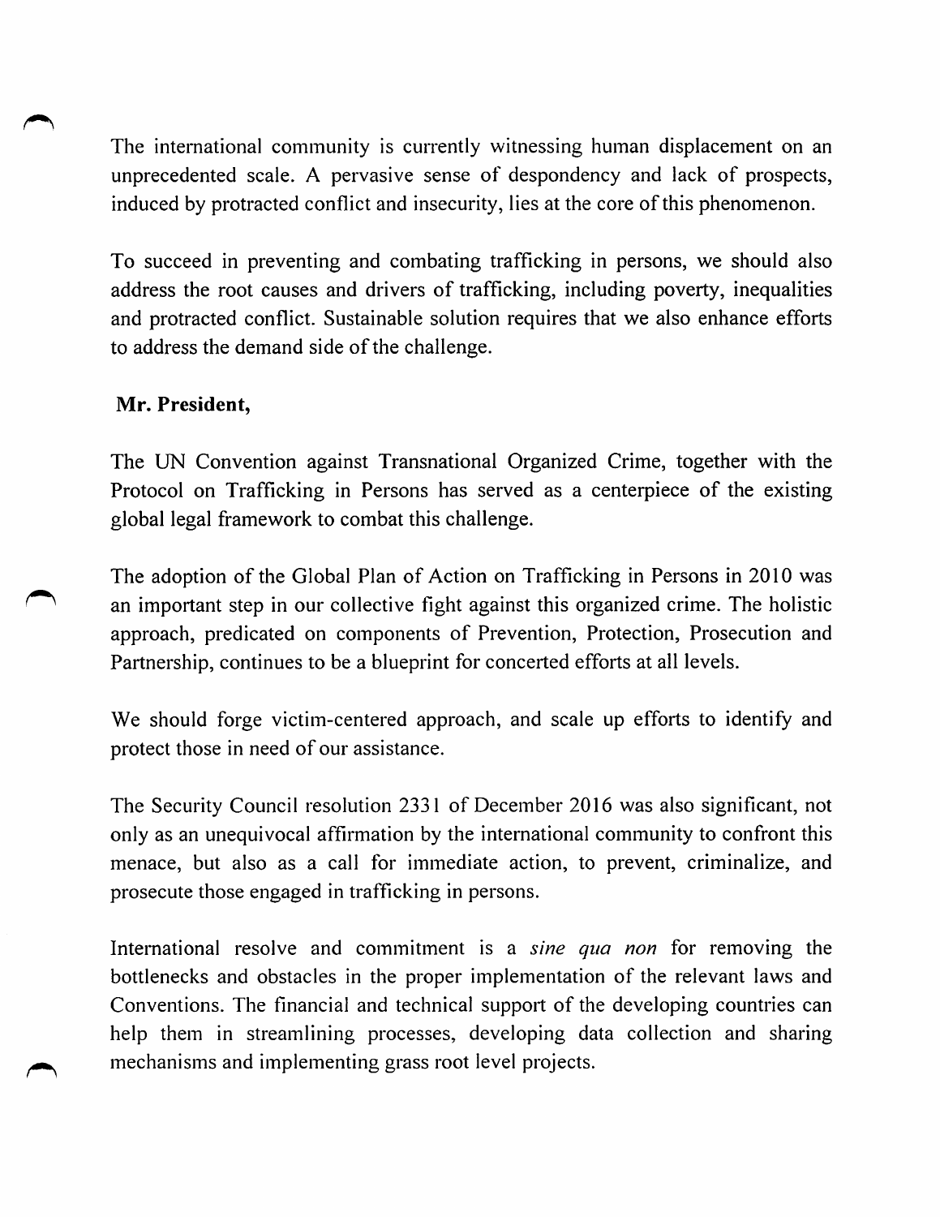The international community is currently witnessing human displacement on an unprecedented scale. A pervasive sense of despondency and lack of prospects, induced by protracted conflict and insecurity, lies at the core of this phenomenon.

To succeed in preventing and combating trafficking in persons, we should also address the root causes and drivers of trafficking, including poverty, inequalities and protracted conflict. Sustainable solution requires that we also enhance efforts to address the demand side of the challenge.

**Mr. President,**

The UN Convention against Transnational Organized Crime, together with the Protocol on Trafficking in Persons has served as a centerpiece of the existing global legal framework to combat this challenge.

The adoption of the Global Plan of Action on Trafficking in Persons in 2010 was an important step in our collective fight against this organized crime. The holistic approach, predicated on components of Prevention, Protection, Prosecution and Partnership, continues to be a blueprint for concerted efforts at all levels.

We should forge victim-centered approach, and scale up efforts to identify and protect those in need of our assistance.

The Security Council resolution 2331 of December 2016 was also significant, not only as an unequivocal affirmation by the international community to confront this menace, but also as a call for immediate action, to prevent, criminalize, and prosecute those engaged in trafficking in persons.

International resolve and commitment is a *sine qua non* for removing the bottlenecks and obstacles in the proper implementation of the relevant laws and Conventions. The financial and technical support of the developing countries can help them in streamlining processes, developing data collection and sharing mechanisms and implementing grass root level projects.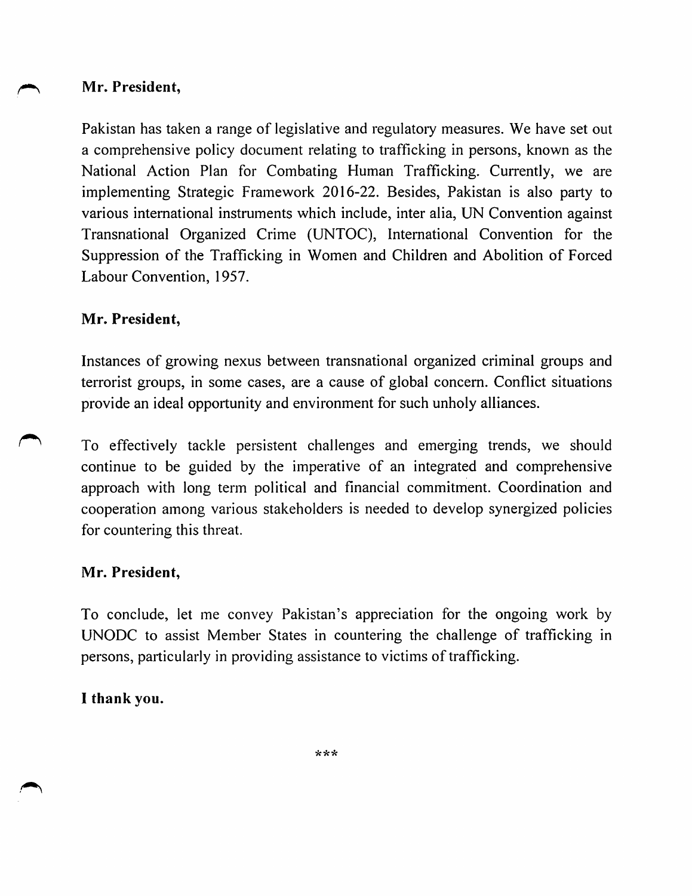**Mr. President,**

Pakistan has taken a range of legislative and regulatory measures. We have set out a comprehensive policy document relating to trafficking in persons, known as the National Action Plan for Combating Human Trafficking. Currently, we are implementing Strategic Framework 2016-22. Besides, Pakistan is also party to various international instruments which include, inter alia, UN Convention against Transnational Organized Crime (UNTOC), International Convention for the Suppression of the Trafficking in Women and Children and Abolition of Forced Labour Convention, 1957.

**Mr. President,**

Instances of growing nexus between transnational organized criminal groups and terrorist groups, in some cases, are a cause of global concern. Conflict situations provide an ideal opportunity and environment for such unholy alliances.

To effectively tackle persistent challenges and emerging trends, we should continue to be guided by the imperative of an integrated and comprehensive approach with long term political and financial commitment. Coordination and cooperation among various stakeholders is needed to develop synergized policies for countering this threat.

**Mr. President,**

To conclude, let me convey Pakistan's appreciation for the ongoing work by UNODC to assist Member States in countering the challenge of trafficking in persons, particularly in providing assistance to victims of trafficking.

**I thank you.**

***